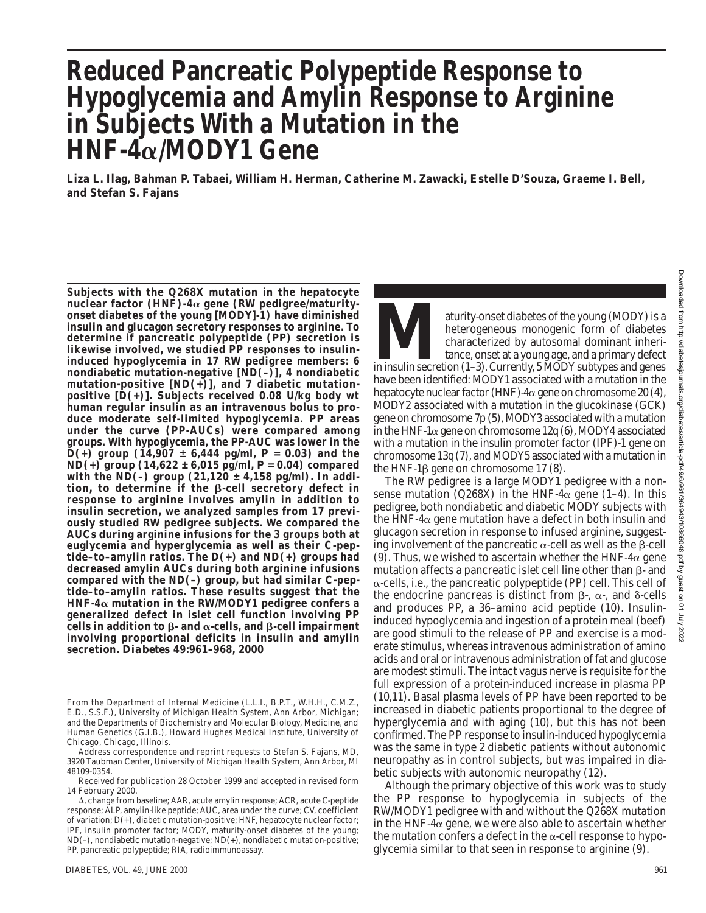# Reduced Pancreatic Polypeptide Response to Hypoglycemia and Amylin Response to Arginine in Subjects With a Mutation in the HNF-4α/MODY1 Gene

**Liza L. Ilag, Bahman P. Tabaei, William H. Herman, Catherine M. Zawacki, Estelle D'Souza, Graeme I. Bell, and Stefan S. Fajans**

**Subjects with the Q268X mutation in the hepatocyte nuclear factor (HNF)-4α gene (RW pedigree/maturity-onset diabetes of the young [MODY]-1) have diminished insulin and glucagon secretory responses to arginine. To determine if pancreatic polypeptide (PP) secretion is likewise involved, we studied PP responses to insulin-induced hypoglycemia in 17 RW pedigree members: 6 nondiabetic mutation-negative [ND(–)], 4 nondiabetic mutation-positive [ND(+)], and 7 diabetic mutation-positive [D(+)]. Subjects received 0.08 U/kg body wt human regular insulin as an intravenous bolus to produce moderate self-limited hypoglycemia. PP areas under the curve (PP-AUCs) were compared among groups. With hypoglycemia, the PP-AUC was lower in the D(+) group (14,907 ± 6,444 pg/ml, $P = 0.03$) and the ND(+) group (14,622 ± 6,015 pg/ml, $P = 0.04$) compared with the ND(–) group (21,120 ± 4,158 pg/ml). In addition, to determine if the β-cell secretory defect in response to arginine involves amylin in addition to insulin secretion, we analyzed samples from 17 previously studied RW pedigree subjects. We compared the AUCs during arginine infusions for the 3 groups both at euglycemia and hyperglycemia as well as their C-peptide–to–amylin ratios. The D(+) and ND(+) groups had decreased amylin AUCs during both arginine infusions compared with the ND(–) group, but had similar C-peptide–to–amylin ratios. These results suggest that the HNF-4α mutation in the RW/MODY1 pedigree confers a generalized defect in islet cell function involving PP cells in addition to β- and α-cells, and β-cell impairment involving proportional deficits in insulin and amylin secretion.** ***Diabetes* 49:961–968, 2000**

Maturity-onset diabetes of the young (MODY) is a heterogeneous monogenic form of diabetes characterized by autosomal dominant inheritance, onset at a young age, and a primary defect in insulin secretion (1–3). Currently, 5 MODY subtypes and genes have been identified: MODY1 associated with a mutation in the hepatocyte nuclear factor (HNF)-4α gene on chromosome 20 (4), MODY2 associated with a mutation in the glucokinase (GCK) gene on chromosome 7p (5), MODY3 associated with a mutation in the HNF-1α gene on chromosome 12q (6), MODY4 associated with a mutation in the insulin promoter factor (IPF)-1 gene on chromosome 13q (7), and MODY5 associated with a mutation in the HNF-1β gene on chromosome 17 (8).

The RW pedigree is a large MODY1 pedigree with a nonsense mutation (Q268X) in the HNF-4α gene (1–4). In this pedigree, both nondiabetic and diabetic MODY subjects with the HNF-4α gene mutation have a defect in both insulin and glucagon secretion in response to infused arginine, suggesting involvement of the pancreatic α-cell as well as the β-cell (9). Thus, we wished to ascertain whether the HNF-4α gene mutation affects a pancreatic islet cell line other than β- and α-cells, i.e., the pancreatic polypeptide (PP) cell. This cell of the endocrine pancreas is distinct from β-, α-, and δ-cells and produces PP, a 36–amino acid peptide (10). Insulin-induced hypoglycemia and ingestion of a protein meal (beef) are good stimuli to the release of PP and exercise is a moderate stimulus, whereas intravenous administration of amino acids and oral or intravenous administration of fat and glucose are modest stimuli. The intact vagus nerve is requisite for the full expression of a protein-induced increase in plasma PP (10,11). Basal plasma levels of PP have been reported to be increased in diabetic patients proportional to the degree of hyperglycemia and with aging (10), but this has not been confirmed. The PP response to insulin-induced hypoglycemia was the same in type 2 diabetic patients without autonomic neuropathy as in control subjects, but was impaired in diabetic subjects with autonomic neuropathy (12).

Although the primary objective of this work was to study the PP response to hypoglycemia in subjects of the RW/MODY1 pedigree with and without the Q268X mutation in the HNF-4α gene, we were also able to ascertain whether the mutation confers a defect in the α-cell response to hypoglycemia similar to that seen in response to arginine (9).

From the Department of Internal Medicine (L.L.I., B.P.T., W.H.H., C.M.Z., E.D., S.S.F.), University of Michigan Health System, Ann Arbor, Michigan; and the Departments of Biochemistry and Molecular Biology, Medicine, and Human Genetics (G.I.B.), Howard Hughes Medical Institute, University of Chicago, Chicago, Illinois.

Address correspondence and reprint requests to Stefan S. Fajans, MD, 3920 Taubman Center, University of Michigan Health System, Ann Arbor, MI 48109-0354.

Received for publication 28 October 1999 and accepted in revised form 14 February 2000.

Δ, change from baseline; AAR, acute amylin response; ACR, acute C-peptide response; ALP, amylin-like peptide; AUC, area under the curve; CV, coefficient of variation; D(+), diabetic mutation-positive; HNF, hepatocyte nuclear factor; IPF, insulin promoter factor; MODY, maturity-onset diabetes of the young; ND(–), nondiabetic mutation-negative; ND(+), nondiabetic mutation-positive; PP, pancreatic polypeptide; RIA, radioimmunoassay.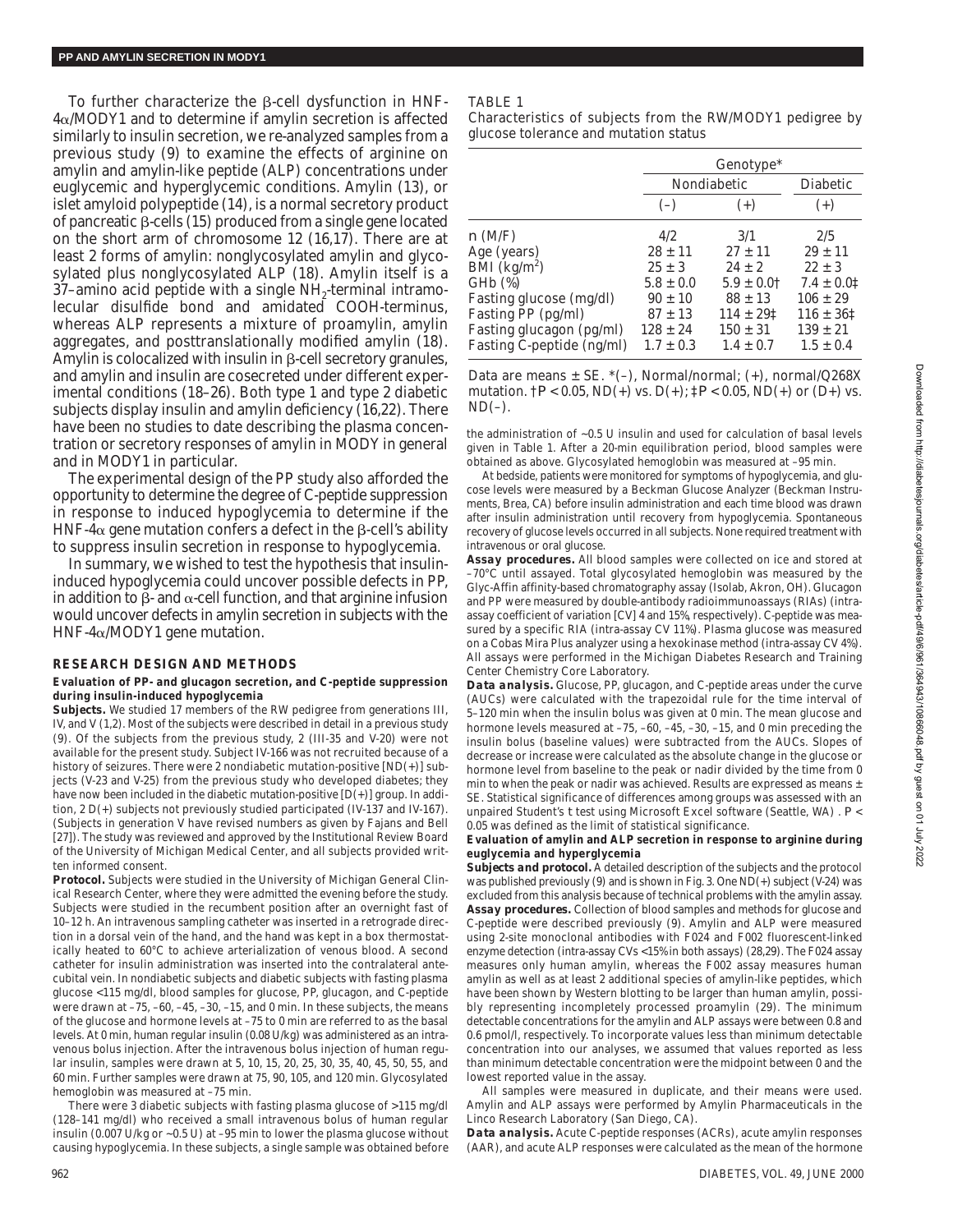To further characterize the β-cell dysfunction in HNF-4α/MODY1 and to determine if amylin secretion is affected similarly to insulin secretion, we re-analyzed samples from a previous study (9) to examine the effects of arginine on amylin and amylin-like peptide (ALP) concentrations under euglycemic and hyperglycemic conditions. Amylin (13), or islet amyloid polypeptide (14), is a normal secretory product of pancreatic β-cells (15) produced from a single gene located on the short arm of chromosome 12 (16,17). There are at least 2 forms of amylin: nonglycosylated amylin and glycosylated plus nonglycosylated ALP (18). Amylin itself is a 37–amino acid peptide with a single $NH_2$-terminal intramolecular disulfide bond and amidated COOH-terminus, whereas ALP represents a mixture of proamylin, amylin aggregates, and posttranslationally modified amylin (18). Amylin is colocalized with insulin in β-cell secretory granules, and amylin and insulin are cosecreted under different experimental conditions (18–26). Both type 1 and type 2 diabetic subjects display insulin and amylin deficiency (16,22). There have been no studies to date describing the plasma concentration or secretory responses of amylin in MODY in general and in MODY1 in particular.

The experimental design of the PP study also afforded the opportunity to determine the degree of C-peptide suppression in response to induced hypoglycemia to determine if the HNF-4α gene mutation confers a defect in the β-cell's ability to suppress insulin secretion in response to hypoglycemia.

In summary, we wished to test the hypothesis that insulin-induced hypoglycemia could uncover possible defects in PP, in addition to β- and α-cell function, and that arginine infusion would uncover defects in amylin secretion in subjects with the HNF-4α/MODY1 gene mutation.

## RESEARCH DESIGN AND METHODS

### Evaluation of PP- and glucagon secretion, and C-peptide suppression during insulin-induced hypoglycemia

**Subjects.** We studied 17 members of the RW pedigree from generations III, IV, and V (1,2). Most of the subjects were described in detail in a previous study (9). Of the subjects from the previous study, 2 (III-35 and V-20) were not available for the present study. Subject IV-166 was not recruited because of a history of seizures. There were 2 nondiabetic mutation-positive [ND(+)] subjects (V-23 and V-25) from the previous study who developed diabetes; they have now been included in the diabetic mutation-positive [D(+)] group. In addition, 2 D(+) subjects not previously studied participated (IV-137 and IV-167). (Subjects in generation V have revised numbers as given by Fajans and Bell [27]). The study was reviewed and approved by the Institutional Review Board of the University of Michigan Medical Center, and all subjects provided written informed consent.

**Protocol.** Subjects were studied in the University of Michigan General Clinical Research Center, where they were admitted the evening before the study. Subjects were studied in the recumbent position after an overnight fast of 10–12 h. An intravenous sampling catheter was inserted in a retrograde direction in a dorsal vein of the hand, and the hand was kept in a box thermostatically heated to 60°C to achieve arterialization of venous blood. A second catheter for insulin administration was inserted into the contralateral antecubital vein. In nondiabetic subjects and diabetic subjects with fasting plasma glucose <115 mg/dl, blood samples for glucose, PP, glucagon, and C-peptide were drawn at –75, –60, –45, –30, –15, and 0 min. In these subjects, the means of the glucose and hormone levels at –75 to 0 min are referred to as the basal levels. At 0 min, human regular insulin (0.08 U/kg) was administered as an intravenous bolus injection. After the intravenous bolus injection of human regular insulin, samples were drawn at 5, 10, 15, 20, 25, 30, 35, 40, 45, 50, 55, and 60 min. Further samples were drawn at 75, 90, 105, and 120 min. Glycosylated hemoglobin was measured at –75 min.

There were 3 diabetic subjects with fasting plasma glucose of >115 mg/dl (128–141 mg/dl) who received a small intravenous bolus of human regular insulin (0.007 U/kg or ~0.5 U) at –95 min to lower the plasma glucose without causing hypoglycemia. In these subjects, a single sample was obtained before the administration of ~0.5 U insulin and used for calculation of basal levels given in Table 1. After a 20-min equilibration period, blood samples were obtained as above. Glycosylated hemoglobin was measured at –95 min.

At bedside, patients were monitored for symptoms of hypoglycemia, and glucose levels were measured by a Beckman Glucose Analyzer (Beckman Instruments, Brea, CA) before insulin administration and each time blood was drawn after insulin administration until recovery from hypoglycemia. Spontaneous recovery of glucose levels occurred in all subjects. None required treatment with intravenous or oral glucose.

**Assay procedures.** All blood samples were collected on ice and stored at –70°C until assayed. Total glycosylated hemoglobin was measured by the Glyc-Affin affinity-based chromatography assay (Isolab, Akron, OH). Glucagon and PP were measured by double-antibody radioimmunoassays (RIAs) (intra-assay coefficient of variation [CV] 4 and 15%, respectively). C-peptide was measured by a specific RIA (intra-assay CV 11%). Plasma glucose was measured on a Cobas Mira Plus analyzer using a hexokinase method (intra-assay CV 4%). All assays were performed in the Michigan Diabetes Research and Training Center Chemistry Core Laboratory.

**Data analysis.** Glucose, PP, glucagon, and C-peptide areas under the curve (AUCs) were calculated with the trapezoidal rule for the time interval of 5–120 min when the insulin bolus was given at 0 min. The mean glucose and hormone levels measured at –75, –60, –45, –30, –15, and 0 min preceding the insulin bolus (baseline values) were subtracted from the AUCs. Slopes of decrease or increase were calculated as the absolute change in the glucose or hormone level from baseline to the peak or nadir divided by the time from 0 min to when the peak or nadir was achieved. Results are expressed as means ± SE. Statistical significance of differences among groups was assessed with an unpaired Student's *t* test using Microsoft Excel software (Seattle, WA) . $P < 0.05$ was defined as the limit of statistical significance.

### Evaluation of amylin and ALP secretion in response to arginine during euglycemia and hyperglycemia

**Subjects and protocol.** A detailed description of the subjects and the protocol was published previously (9) and is shown in Fig. 3. One ND(+) subject (V-24) was excluded from this analysis because of technical problems with the amylin assay.

**Assay procedures.** Collection of blood samples and methods for glucose and C-peptide were described previously (9). Amylin and ALP were measured using 2-site monoclonal antibodies with F024 and F002 fluorescent-linked enzyme detection (intra-assay CVs <15% in both assays) (28,29). The F024 assay measures only human amylin, whereas the F002 assay measures human amylin as well as at least 2 additional species of amylin-like peptides, which have been shown by Western blotting to be larger than human amylin, possibly representing incompletely processed proamylin (29). The minimum detectable concentrations for the amylin and ALP assays were between 0.8 and 0.6 pmol/l, respectively. To incorporate values less than minimum detectable concentration into our analyses, we assumed that values reported as less than minimum detectable concentration were the midpoint between 0 and the lowest reported value in the assay.

All samples were measured in duplicate, and their means were used. Amylin and ALP assays were performed by Amylin Pharmaceuticals in the Linco Research Laboratory (San Diego, CA).

**Data analysis.** Acute C-peptide responses (ACRs), acute amylin responses (AAR), and acute ALP responses were calculated as the mean of the hormone

TABLE 1
Characteristics of subjects from the RW/MODY1 pedigree by glucose tolerance and mutation status

| | Genotype* | | |
|---|---|---|---|
| | Nondiabetic | | Diabetic |
| | (–) | (+) | (+) |
| n (M/F) | 4/2 | 3/1 | 2/5 |
| Age (years) | 28 ± 11 | 27 ± 11 | 29 ± 11 |
| BMI (kg/m²) | 25 ± 3 | 24 ± 2 | 22 ± 3 |
| GHb (%) | 5.8 ± 0.0 | 5.9 ± 0.0† | 7.4 ± 0.0‡ |
| Fasting glucose (mg/dl) | 90 ± 10 | 88 ± 13 | 106 ± 29 |
| Fasting PP (pg/ml) | 87 ± 13 | 114 ± 29‡ | 116 ± 36‡ |
| Fasting glucagon (pg/ml) | 128 ± 24 | 150 ± 31 | 139 ± 21 |
| Fasting C-peptide (ng/ml) | 1.7 ± 0.3 | 1.4 ± 0.7 | 1.5 ± 0.4 |

Data are means ± SE. *(–), Normal/normal; (+), normal/Q268X mutation. †$P < 0.05$, ND(+) vs. D(+); ‡$P < 0.05$, ND(+) or (D+) vs. ND(–).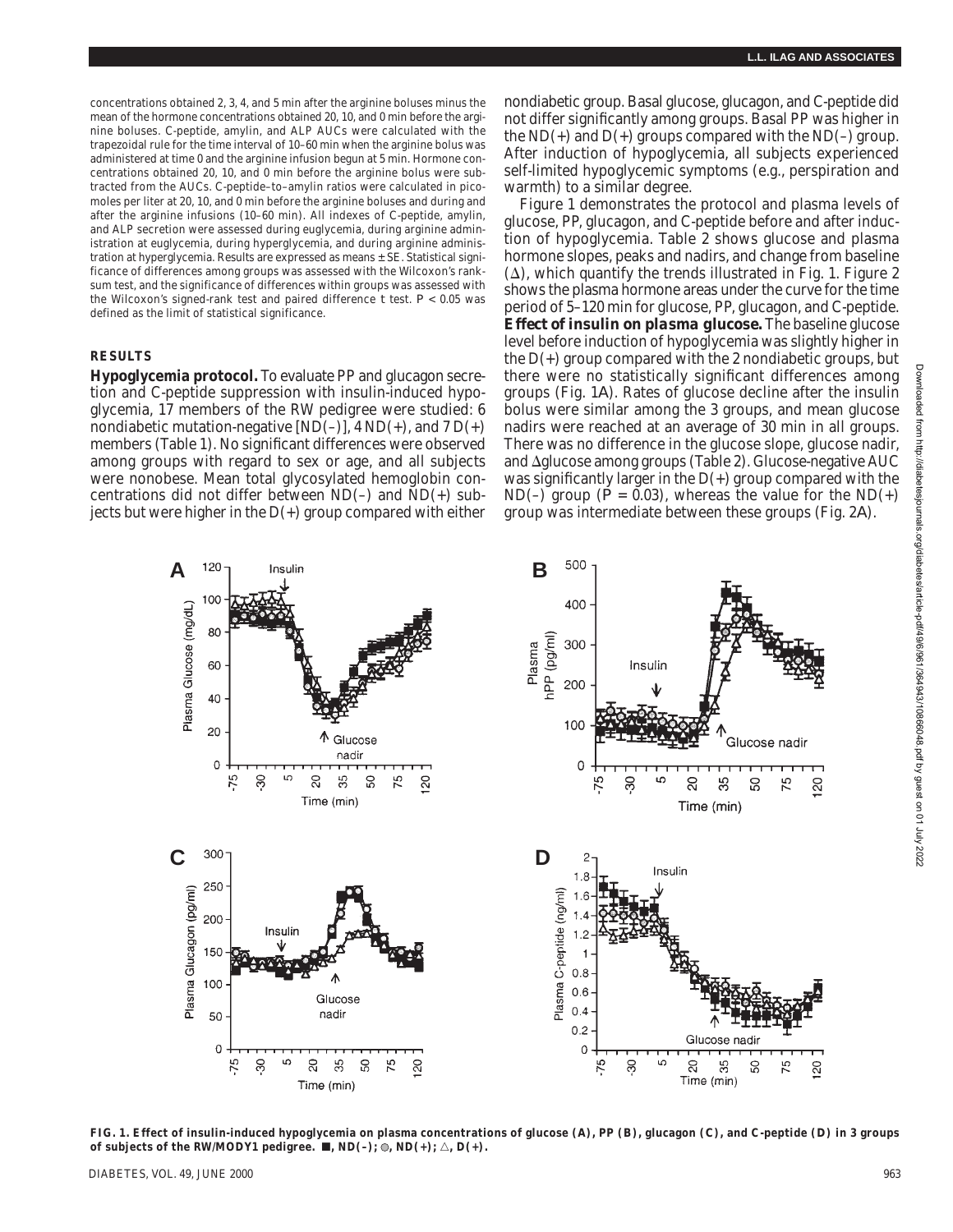concentrations obtained 2, 3, 4, and 5 min after the arginine boluses minus the mean of the hormone concentrations obtained 20, 10, and 0 min before the arginine boluses. C-peptide, amylin, and ALP AUCs were calculated with the trapezoidal rule for the time interval of 10–60 min when the arginine bolus was administered at time 0 and the arginine infusion begun at 5 min. Hormone concentrations obtained 20, 10, and 0 min before the arginine bolus were subtracted from the AUCs. C-peptide–to–amylin ratios were calculated in picomoles per liter at 20, 10, and 0 min before the arginine boluses and during and after the arginine infusions (10–60 min). All indexes of C-peptide, amylin, and ALP secretion were assessed during euglycemia, during arginine administration at euglycemia, during hyperglycemia, and during arginine administration at hyperglycemia. Results are expressed as means ± SE. Statistical significance of differences among groups was assessed with the Wilcoxon's rank-sum test, and the significance of differences within groups was assessed with the Wilcoxon's signed-rank test and paired difference *t* test. $P < 0.05$ was defined as the limit of statistical significance.

## RESULTS

**Hypoglycemia protocol.** To evaluate PP and glucagon secretion and C-peptide suppression with insulin-induced hypoglycemia, 17 members of the RW pedigree were studied: 6 nondiabetic mutation-negative [ND(–)], 4 ND(+), and 7 D(+) members (Table 1). No significant differences were observed among groups with regard to sex or age, and all subjects were nonobese. Mean total glycosylated hemoglobin concentrations did not differ between ND(–) and ND(+) subjects but were higher in the D(+) group compared with either nondiabetic group. Basal glucose, glucagon, and C-peptide did not differ significantly among groups. Basal PP was higher in the ND(+) and D(+) groups compared with the ND(–) group. After induction of hypoglycemia, all subjects experienced self-limited hypoglycemic symptoms (e.g., perspiration and warmth) to a similar degree.

Figure 1 demonstrates the protocol and plasma levels of glucose, PP, glucagon, and C-peptide before and after induction of hypoglycemia. Table 2 shows glucose and plasma hormone slopes, peaks and nadirs, and change from baseline (Δ), which quantify the trends illustrated in Fig. 1. Figure 2 shows the plasma hormone areas under the curve for the time period of 5–120 min for glucose, PP, glucagon, and C-peptide.

**Effect of insulin on plasma glucose.** The baseline glucose level before induction of hypoglycemia was slightly higher in the D(+) group compared with the 2 nondiabetic groups, but there were no statistically significant differences among groups (Fig. 1A). Rates of glucose decline after the insulin bolus were similar among the 3 groups, and mean glucose nadirs were reached at an average of 30 min in all groups. There was no difference in the glucose slope, glucose nadir, and Δglucose among groups (Table 2). Glucose-negative AUC was significantly larger in the D(+) group compared with the ND(–) group ($P = 0.03$), whereas the value for the ND(+) group was intermediate between these groups (Fig. 2A).

**FIG. 1. Effect of insulin-induced hypoglycemia on plasma concentrations of glucose (A), PP (B), glucagon (C), and C-peptide (D) in 3 groups of subjects of the RW/MODY1 pedigree. ■, ND(–); ◎, ND(+); △, D(+).**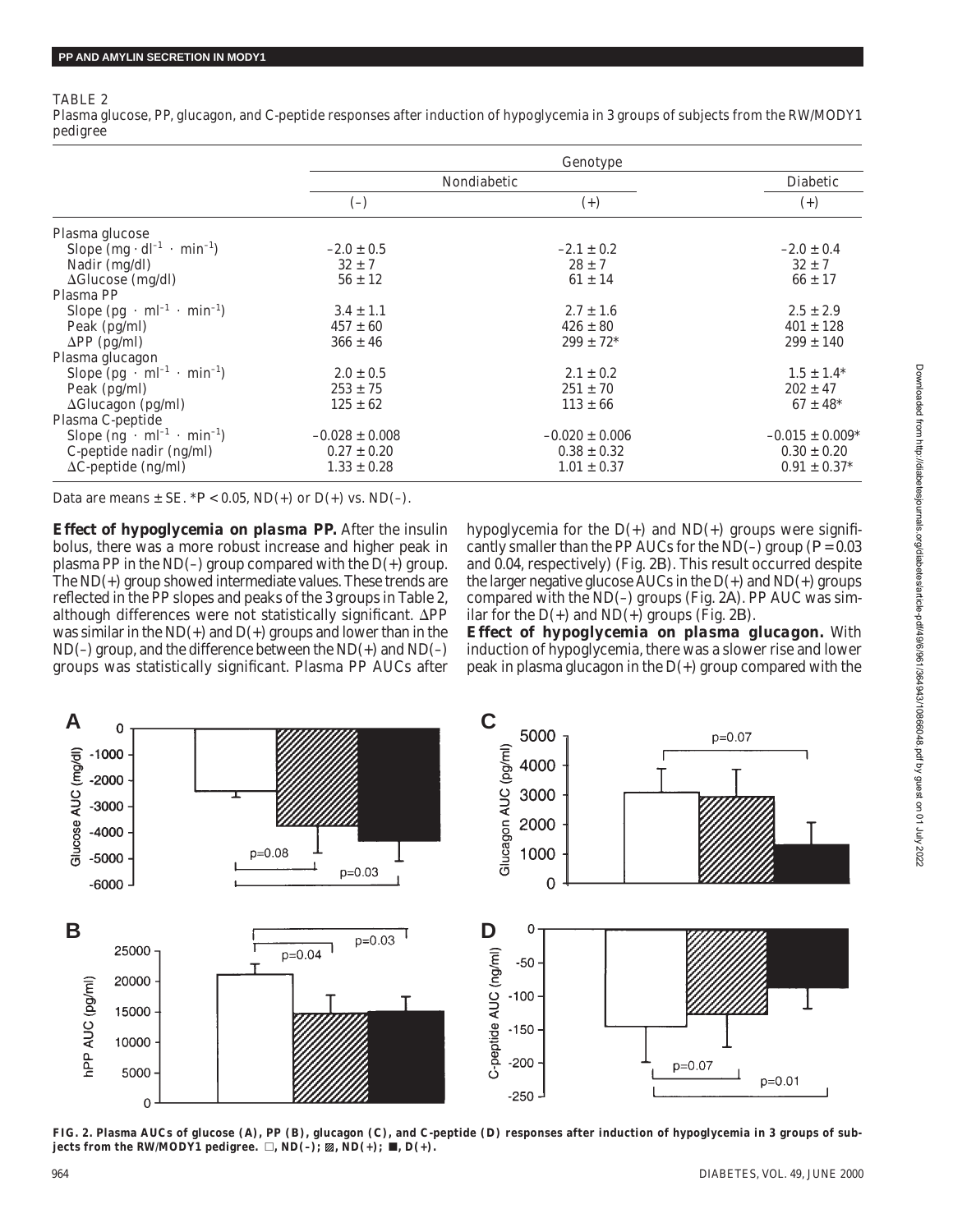TABLE 2

Plasma glucose, PP, glucagon, and C-peptide responses after induction of hypoglycemia in 3 groups of subjects from the RW/MODY1 pedigree

| | Genotype | | |
|---|---|---|---|
| | Nondiabetic | | Diabetic |
| | (–) | (+) | (+) |
| Plasma glucose | | | |
| Slope ($mg \cdot dl^{-1} \cdot min^{-1}$) | –2.0 ± 0.5 | –2.1 ± 0.2 | –2.0 ± 0.4 |
| Nadir (mg/dl) | 32 ± 7 | 28 ± 7 | 32 ± 7 |
| ΔGlucose (mg/dl) | 56 ± 12 | 61 ± 14 | 66 ± 17 |
| Plasma PP | | | |
| Slope ($pg \cdot ml^{-1} \cdot min^{-1}$) | 3.4 ± 1.1 | 2.7 ± 1.6 | 2.5 ± 2.9 |
| Peak (pg/ml) | 457 ± 60 | 426 ± 80 | 401 ± 128 |
| ΔPP (pg/ml) | 366 ± 46 | 299 ± 72* | 299 ± 140 |
| Plasma glucagon | | | |
| Slope ($pg \cdot ml^{-1} \cdot min^{-1}$) | 2.0 ± 0.5 | 2.1 ± 0.2 | 1.5 ± 1.4* |
| Peak (pg/ml) | 253 ± 75 | 251 ± 70 | 202 ± 47 |
| ΔGlucagon (pg/ml) | 125 ± 62 | 113 ± 66 | 67 ± 48* |
| Plasma C-peptide | | | |
| Slope ($ng \cdot ml^{-1} \cdot min^{-1}$) | –0.028 ± 0.008 | –0.020 ± 0.006 | –0.015 ± 0.009* |
| C-peptide nadir (ng/ml) | 0.27 ± 0.20 | 0.38 ± 0.32 | 0.30 ± 0.20 |
| ΔC-peptide (ng/ml) | 1.33 ± 0.28 | 1.01 ± 0.37 | 0.91 ± 0.37* |

Data are means ± SE. *$P < 0.05$, ND(+) or D(+) vs. ND(–).

**Effect of hypoglycemia on plasma PP.** After the insulin bolus, there was a more robust increase and higher peak in plasma PP in the ND(–) group compared with the D(+) group. The ND(+) group showed intermediate values. These trends are reflected in the PP slopes and peaks of the 3 groups in Table 2, although differences were not statistically significant. ΔPP was similar in the ND(+) and D(+) groups and lower than in the ND(–) group, and the difference between the ND(+) and ND(–) groups was statistically significant. Plasma PP AUCs after hypoglycemia for the D(+) and ND(+) groups were significantly smaller than the PP AUCs for the ND(–) group ($P = 0.03$ and 0.04, respectively) (Fig. 2B). This result occurred despite the larger negative glucose AUCs in the D(+) and ND(+) groups compared with the ND(–) groups (Fig. 2A). PP AUC was similar for the D(+) and ND(+) groups (Fig. 2B).

**Effect of hypoglycemia on plasma glucagon.** With induction of hypoglycemia, there was a slower rise and lower peak in plasma glucagon in the D(+) group compared with the

**FIG. 2. Plasma AUCs of glucose (A), PP (B), glucagon (C), and C-peptide (D) responses after induction of hypoglycemia in 3 groups of subjects from the RW/MODY1 pedigree. □, ND(–); ▨, ND(+); ■, D(+).**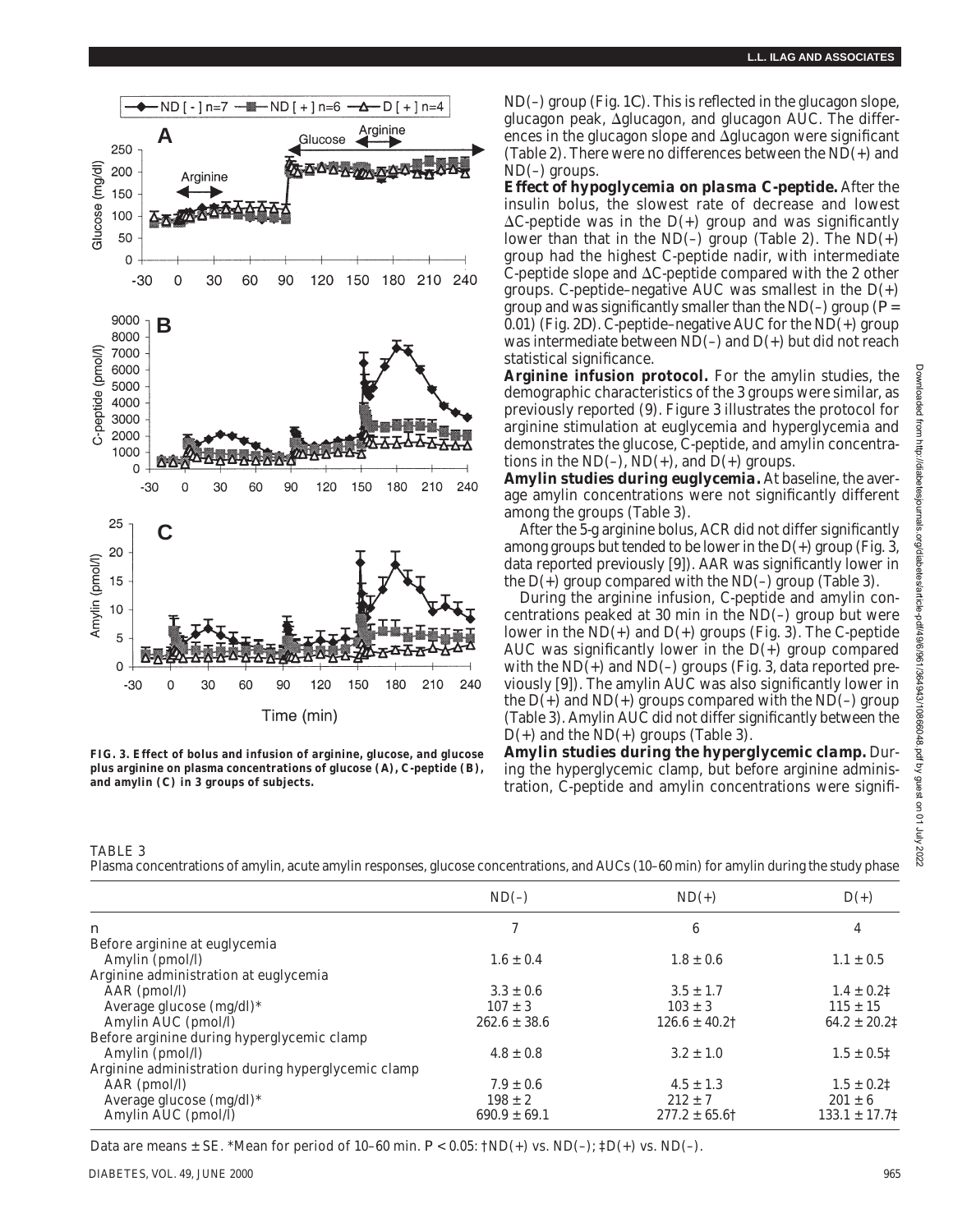ND(–) group (Fig. 1C). This is reflected in the glucagon slope, glucagon peak, Δglucagon, and glucagon AUC. The differences in the glucagon slope and Δglucagon were significant (Table 2). There were no differences between the ND(+) and ND(–) groups.

**Effect of hypoglycemia on plasma C-peptide.** After the insulin bolus, the slowest rate of decrease and lowest ΔC-peptide was in the D(+) group and was significantly lower than that in the ND(–) group (Table 2). The ND(+) group had the highest C-peptide nadir, with intermediate C-peptide slope and ΔC-peptide compared with the 2 other groups. C-peptide–negative AUC was smallest in the D(+) group and was significantly smaller than the ND(–) group ($P$ = 0.01) (Fig. 2D). C-peptide–negative AUC for the ND(+) group was intermediate between ND(–) and D(+) but did not reach statistical significance.

**Arginine infusion protocol.** For the amylin studies, the demographic characteristics of the 3 groups were similar, as previously reported (9). Figure 3 illustrates the protocol for arginine stimulation at euglycemia and hyperglycemia and demonstrates the glucose, C-peptide, and amylin concentrations in the ND(–), ND(+), and D(+) groups.

**Amylin studies during euglycemia.** At baseline, the average amylin concentrations were not significantly different among the groups (Table 3).

After the 5-g arginine bolus, ACR did not differ significantly among groups but tended to be lower in the D(+) group (Fig. 3, data reported previously [9]). AAR was significantly lower in the D(+) group compared with the ND(–) group (Table 3).

During the arginine infusion, C-peptide and amylin concentrations peaked at 30 min in the ND(–) group but were lower in the ND(+) and D(+) groups (Fig. 3). The C-peptide AUC was significantly lower in the D(+) group compared with the ND(+) and ND(–) groups (Fig. 3, data reported previously [9]). The amylin AUC was also significantly lower in the D(+) and ND(+) groups compared with the ND(–) group (Table 3). Amylin AUC did not differ significantly between the D(+) and the ND(+) groups (Table 3).

**Amylin studies during the hyperglycemic clamp.** During the hyperglycemic clamp, but before arginine administration, C-peptide and amylin concentrations were signifi-

**FIG. 3. Effect of bolus and infusion of arginine, glucose, and glucose plus arginine on plasma concentrations of glucose (A), C-peptide (B), and amylin (C) in 3 groups of subjects.**

TABLE 3
Plasma concentrations of amylin, acute amylin responses, glucose concentrations, and AUCs (10–60 min) for amylin during the study phase

| | ND(–) | ND(+) | D(+) |
|---|---|---|---|
| n | 7 | 6 | 4 |
| Before arginine at euglycemia | | | |
| Amylin (pmol/l) | 1.6 ± 0.4 | 1.8 ± 0.6 | 1.1 ± 0.5 |
| Arginine administration at euglycemia | | | |
| AAR (pmol/l) | 3.3 ± 0.6 | 3.5 ± 1.7 | 1.4 ± 0.2‡ |
| Average glucose (mg/dl)* | 107 ± 3 | 103 ± 3 | 115 ± 15 |
| Amylin AUC (pmol/l) | 262.6 ± 38.6 | 126.6 ± 40.2† | 64.2 ± 20.2‡ |
| Before arginine during hyperglycemic clamp | | | |
| Amylin (pmol/l) | 4.8 ± 0.8 | 3.2 ± 1.0 | 1.5 ± 0.5‡ |
| Arginine administration during hyperglycemic clamp | | | |
| AAR (pmol/l) | 7.9 ± 0.6 | 4.5 ± 1.3 | 1.5 ± 0.2‡ |
| Average glucose (mg/dl)* | 198 ± 2 | 212 ± 7 | 201 ± 6 |
| Amylin AUC (pmol/l) | 690.9 ± 69.1 | 277.2 ± 65.6† | 133.1 ± 17.7‡ |

Data are means ± SE. *Mean for period of 10–60 min. $P$ < 0.05: †ND(+) vs. ND(–); ‡D(+) vs. ND(–).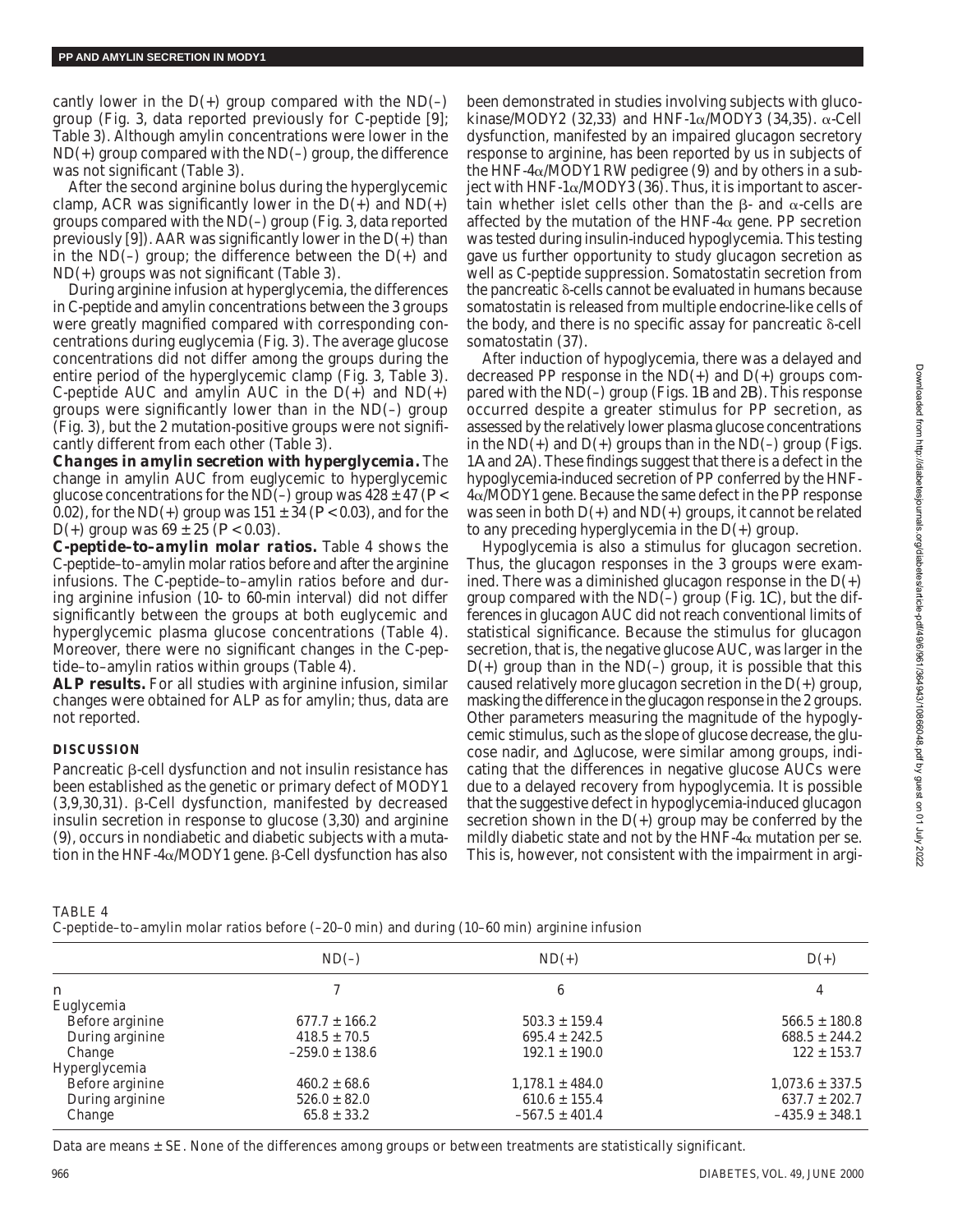cantly lower in the D(+) group compared with the ND(–) group (Fig. 3, data reported previously for C-peptide [9]; Table 3). Although amylin concentrations were lower in the ND(+) group compared with the ND(–) group, the difference was not significant (Table 3).

After the second arginine bolus during the hyperglycemic clamp, ACR was significantly lower in the D(+) and ND(+) groups compared with the ND(–) group (Fig. 3, data reported previously [9]). AAR was significantly lower in the D(+) than in the ND(–) group; the difference between the D(+) and ND(+) groups was not significant (Table 3).

During arginine infusion at hyperglycemia, the differences in C-peptide and amylin concentrations between the 3 groups were greatly magnified compared with corresponding concentrations during euglycemia (Fig. 3). The average glucose concentrations did not differ among the groups during the entire period of the hyperglycemic clamp (Fig. 3, Table 3). C-peptide AUC and amylin AUC in the D(+) and ND(+) groups were significantly lower than in the ND(–) group (Fig. 3), but the 2 mutation-positive groups were not significantly different from each other (Table 3).

**Changes in amylin secretion with hyperglycemia.** The change in amylin AUC from euglycemic to hyperglycemic glucose concentrations for the ND(–) group was 428 ± 47 ($P < 0.02$), for the ND(+) group was 151 ± 34 ($P < 0.03$), and for the D(+) group was 69 ± 25 ($P < 0.03$).

**C-peptide–to–amylin molar ratios.** Table 4 shows the C-peptide–to–amylin molar ratios before and after the arginine infusions. The C-peptide–to–amylin ratios before and during arginine infusion (10- to 60-min interval) did not differ significantly between the groups at both euglycemic and hyperglycemic plasma glucose concentrations (Table 4). Moreover, there were no significant changes in the C-peptide–to–amylin ratios within groups (Table 4).

**ALP results.** For all studies with arginine infusion, similar changes were obtained for ALP as for amylin; thus, data are not reported.

## DISCUSSION

Pancreatic β-cell dysfunction and not insulin resistance has been established as the genetic or primary defect of MODY1 (3,9,30,31). β-Cell dysfunction, manifested by decreased insulin secretion in response to glucose (3,30) and arginine (9), occurs in nondiabetic and diabetic subjects with a mutation in the HNF-4α/MODY1 gene. β-Cell dysfunction has also been demonstrated in studies involving subjects with glucokinase/MODY2 (32,33) and HNF-1α/MODY3 (34,35). α-Cell dysfunction, manifested by an impaired glucagon secretory response to arginine, has been reported by us in subjects of the HNF-4α/MODY1 RW pedigree (9) and by others in a subject with HNF-1α/MODY3 (36). Thus, it is important to ascertain whether islet cells other than the β- and α-cells are affected by the mutation of the HNF-4α gene. PP secretion was tested during insulin-induced hypoglycemia. This testing gave us further opportunity to study glucagon secretion as well as C-peptide suppression. Somatostatin secretion from the pancreatic δ-cells cannot be evaluated in humans because somatostatin is released from multiple endocrine-like cells of the body, and there is no specific assay for pancreatic δ-cell somatostatin (37).

After induction of hypoglycemia, there was a delayed and decreased PP response in the ND(+) and D(+) groups compared with the ND(–) group (Figs. 1*B* and 2*B*). This response occurred despite a greater stimulus for PP secretion, as assessed by the relatively lower plasma glucose concentrations in the ND(+) and D(+) groups than in the ND(–) group (Figs. 1*A* and 2*A*). These findings suggest that there is a defect in the hypoglycemia-induced secretion of PP conferred by the HNF-4α/MODY1 gene. Because the same defect in the PP response was seen in both D(+) and ND(+) groups, it cannot be related to any preceding hyperglycemia in the D(+) group.

Hypoglycemia is also a stimulus for glucagon secretion. Thus, the glucagon responses in the 3 groups were examined. There was a diminished glucagon response in the D(+) group compared with the ND(–) group (Fig. 1*C*), but the differences in glucagon AUC did not reach conventional limits of statistical significance. Because the stimulus for glucagon secretion, that is, the negative glucose AUC, was larger in the D(+) group than in the ND(–) group, it is possible that this caused relatively more glucagon secretion in the D(+) group, masking the difference in the glucagon response in the 2 groups. Other parameters measuring the magnitude of the hypoglycemic stimulus, such as the slope of glucose decrease, the glucose nadir, and Δglucose, were similar among groups, indicating that the differences in negative glucose AUCs were due to a delayed recovery from hypoglycemia. It is possible that the suggestive defect in hypoglycemia-induced glucagon secretion shown in the D(+) group may be conferred by the mildly diabetic state and not by the HNF-4α mutation per se. This is, however, not consistent with the impairment in argi-

TABLE 4
C-peptide–to–amylin molar ratios before (–20–0 min) and during (10–60 min) arginine infusion

| | ND(–) | ND(+) | D(+) |
|---|---|---|---|
| n | 7 | 6 | 4 |
| Euglycemia | | | |
| Before arginine | 677.7 ± 166.2 | 503.3 ± 159.4 | 566.5 ± 180.8 |
| During arginine | 418.5 ± 70.5 | 695.4 ± 242.5 | 688.5 ± 244.2 |
| Change | –259.0 ± 138.6 | 192.1 ± 190.0 | 122 ± 153.7 |
| Hyperglycemia | | | |
| Before arginine | 460.2 ± 68.6 | 1,178.1 ± 484.0 | 1,073.6 ± 337.5 |
| During arginine | 526.0 ± 82.0 | 610.6 ± 155.4 | 637.7 ± 202.7 |
| Change | 65.8 ± 33.2 | –567.5 ± 401.4 | –435.9 ± 348.1 |

Data are means ± SE. None of the differences among groups or between treatments are statistically significant.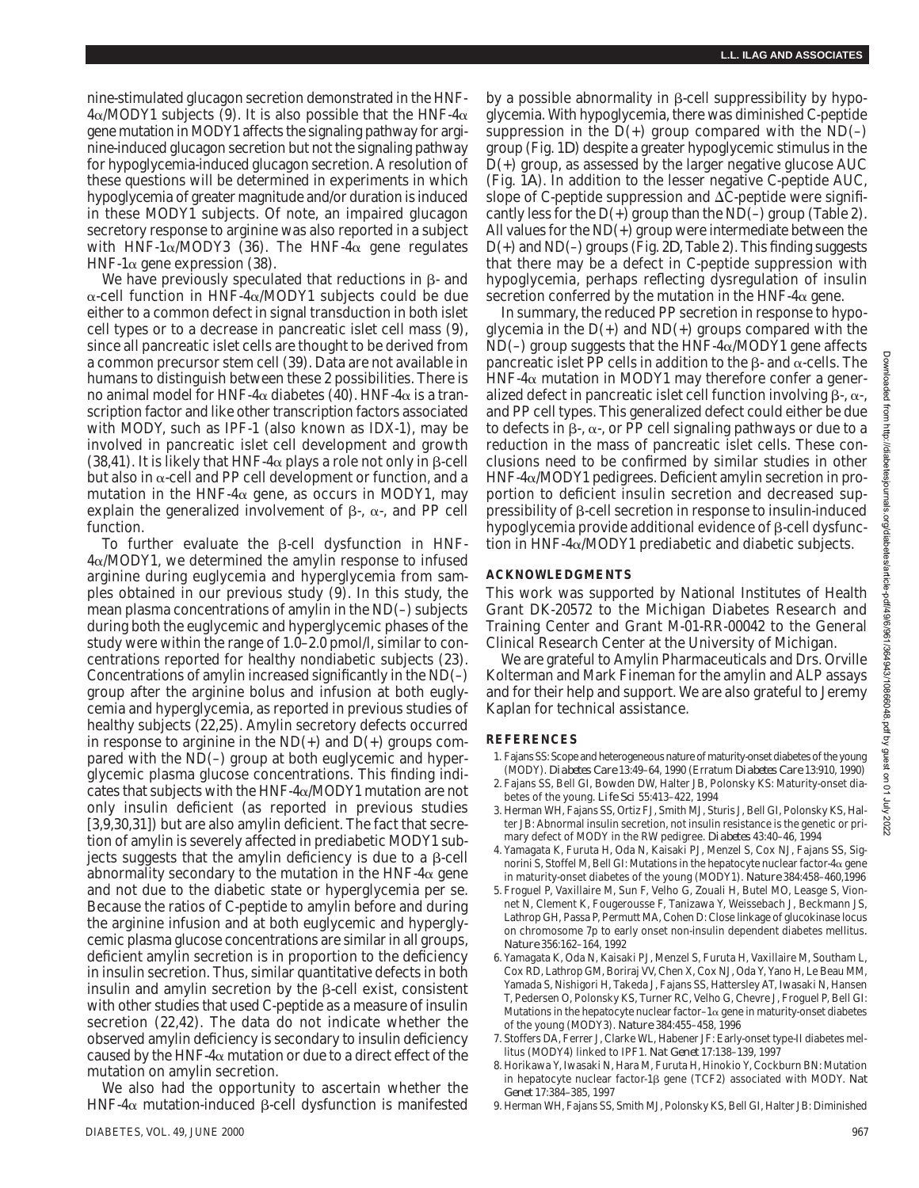nine-stimulated glucagon secretion demonstrated in the HNF-4α/MODY1 subjects (9). It is also possible that the HNF-4α gene mutation in MODY1 affects the signaling pathway for arginine-induced glucagon secretion but not the signaling pathway for hypoglycemia-induced glucagon secretion. A resolution of these questions will be determined in experiments in which hypoglycemia of greater magnitude and/or duration is induced in these MODY1 subjects. Of note, an impaired glucagon secretory response to arginine was also reported in a subject with HNF-1α/MODY3 (36). The HNF-4α gene regulates HNF-1α gene expression (38).

We have previously speculated that reductions in β- and α-cell function in HNF-4α/MODY1 subjects could be due either to a common defect in signal transduction in both islet cell types or to a decrease in pancreatic islet cell mass (9), since all pancreatic islet cells are thought to be derived from a common precursor stem cell (39). Data are not available in humans to distinguish between these 2 possibilities. There is no animal model for HNF-4α diabetes (40). HNF-4α is a transcription factor and like other transcription factors associated with MODY, such as IPF-1 (also known as IDX-1), may be involved in pancreatic islet cell development and growth (38,41). It is likely that HNF-4α plays a role not only in β-cell but also in α-cell and PP cell development or function, and a mutation in the HNF-4α gene, as occurs in MODY1, may explain the generalized involvement of β-, α-, and PP cell function.

To further evaluate the β-cell dysfunction in HNF-4α/MODY1, we determined the amylin response to infused arginine during euglycemia and hyperglycemia from samples obtained in our previous study (9). In this study, the mean plasma concentrations of amylin in the ND(–) subjects during both the euglycemic and hyperglycemic phases of the study were within the range of 1.0–2.0 pmol/l, similar to concentrations reported for healthy nondiabetic subjects (23). Concentrations of amylin increased significantly in the ND(–) group after the arginine bolus and infusion at both euglycemia and hyperglycemia, as reported in previous studies of healthy subjects (22,25). Amylin secretory defects occurred in response to arginine in the ND(+) and D(+) groups compared with the ND(–) group at both euglycemic and hyperglycemic plasma glucose concentrations. This finding indicates that subjects with the HNF-4α/MODY1 mutation are not only insulin deficient (as reported in previous studies [3,9,30,31]) but are also amylin deficient. The fact that secretion of amylin is severely affected in prediabetic MODY1 subjects suggests that the amylin deficiency is due to a β-cell abnormality secondary to the mutation in the HNF-4α gene and not due to the diabetic state or hyperglycemia per se. Because the ratios of C-peptide to amylin before and during the arginine infusion and at both euglycemic and hyperglycemic plasma glucose concentrations are similar in all groups, deficient amylin secretion is in proportion to the deficiency in insulin secretion. Thus, similar quantitative defects in both insulin and amylin secretion by the β-cell exist, consistent with other studies that used C-peptide as a measure of insulin secretion (22,42). The data do not indicate whether the observed amylin deficiency is secondary to insulin deficiency caused by the HNF-4α mutation or due to a direct effect of the mutation on amylin secretion.

We also had the opportunity to ascertain whether the HNF-4α mutation-induced β-cell dysfunction is manifested by a possible abnormality in β-cell suppressibility by hypoglycemia. With hypoglycemia, there was diminished C-peptide suppression in the D(+) group compared with the ND(–) group (Fig. 1*D*) despite a greater hypoglycemic stimulus in the D(+) group, as assessed by the larger negative glucose AUC (Fig. 1*A*). In addition to the lesser negative C-peptide AUC, slope of C-peptide suppression and ΔC-peptide were significantly less for the D(+) group than the ND(–) group (Table 2). All values for the ND(+) group were intermediate between the D(+) and ND(–) groups (Fig. 2*D*, Table 2). This finding suggests that there may be a defect in C-peptide suppression with hypoglycemia, perhaps reflecting dysregulation of insulin secretion conferred by the mutation in the HNF-4α gene.

In summary, the reduced PP secretion in response to hypoglycemia in the D(+) and ND(+) groups compared with the ND(–) group suggests that the HNF-4α/MODY1 gene affects pancreatic islet PP cells in addition to the β- and α-cells. The HNF-4α mutation in MODY1 may therefore confer a generalized defect in pancreatic islet cell function involving β-, α-, and PP cell types. This generalized defect could either be due to defects in β-, α-, or PP cell signaling pathways or due to a reduction in the mass of pancreatic islet cells. These conclusions need to be confirmed by similar studies in other HNF-4α/MODY1 pedigrees. Deficient amylin secretion in proportion to deficient insulin secretion and decreased suppressibility of β-cell secretion in response to insulin-induced hypoglycemia provide additional evidence of β-cell dysfunction in HNF-4α/MODY1 prediabetic and diabetic subjects.

## ACKNOWLEDGMENTS

This work was supported by National Institutes of Health Grant DK-20572 to the Michigan Diabetes Research and Training Center and Grant M-01-RR-00042 to the General Clinical Research Center at the University of Michigan.

We are grateful to Amylin Pharmaceuticals and Drs. Orville Kolterman and Mark Fineman for the amylin and ALP assays and for their help and support. We are also grateful to Jeremy Kaplan for technical assistance.

## REFERENCES

1. Fajans SS: Scope and heterogeneous nature of maturity-onset diabetes of the young (MODY). *Diabetes Care* 13:49–64, 1990 (Erratum *Diabetes Care* 13:910, 1990)
2. Fajans SS, Bell GI, Bowden DW, Halter JB, Polonsky KS: Maturity-onset diabetes of the young. *Life Sci* 55:413–422, 1994
3. Herman WH, Fajans SS, Ortiz FJ, Smith MJ, Sturis J, Bell GI, Polonsky KS, Halter JB: Abnormal insulin secretion, not insulin resistance is the genetic or primary defect of MODY in the RW pedigree. *Diabetes* 43:40–46, 1994
4. Yamagata K, Furuta H, Oda N, Kaisaki PJ, Menzel S, Cox NJ, Fajans SS, Signorini S, Stoffel M, Bell GI: Mutations in the hepatocyte nuclear factor-4α gene in maturity-onset diabetes of the young (MODY1). *Nature* 384:458–460,1996
5. Froguel P, Vaxillaire M, Sun F, Velho G, Zouali H, Butel MO, Leasge S, Vionnet N, Clement K, Fougerousse F, Tanizawa Y, Weissebach J, Beckmann JS, Lathrop GH, Passa P, Permutt MA, Cohen D: Close linkage of glucokinase locus on chromosome 7p to early onset non-insulin dependent diabetes mellitus. *Nature* 356:162–164, 1992
6. Yamagata K, Oda N, Kaisaki PJ, Menzel S, Furuta H, Vaxillaire M, Southam L, Cox RD, Lathrop GM, Boriraj VV, Chen X, Cox NJ, Oda Y, Yano H, Le Beau MM, Yamada S, Nishigori H, Takeda J, Fajans SS, Hattersley AT, Iwasaki N, Hansen T, Pedersen O, Polonsky KS, Turner RC, Velho G, Chevre J, Froguel P, Bell GI: Mutations in the hepatocyte nuclear factor–1α gene in maturity-onset diabetes of the young (MODY3). *Nature* 384:455–458, 1996
7. Stoffers DA, Ferrer J, Clarke WL, Habener JF: Early-onset type-II diabetes mellitus (MODY4) linked to IPF1. *Nat Genet* 17:138–139, 1997
8. Horikawa Y, Iwasaki N, Hara M, Furuta H, Hinokio Y, Cockburn BN: Mutation in hepatocyte nuclear factor-1β gene (TCF2) associated with MODY. *Nat Genet* 17:384–385, 1997
9. Herman WH, Fajans SS, Smith MJ, Polonsky KS, Bell GI, Halter JB: Diminished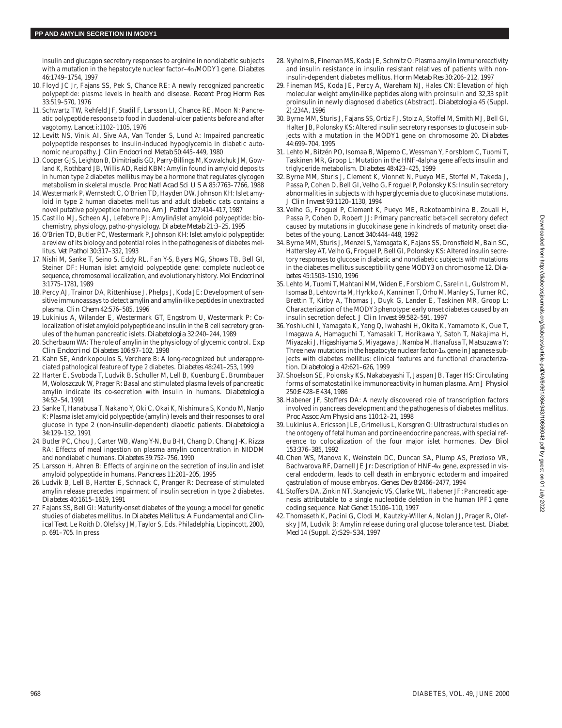insulin and glucagon secretory responses to arginine in nondiabetic subjects with a mutation in the hepatocyte nuclear factor–4α/MODY1 gene. *Diabetes* 46:1749–1754, 1997

10. Floyd JC Jr, Fajans SS, Pek S, Chance RE: A newly recognized pancreatic polypeptide: plasma levels in health and disease. *Recent Prog Horm Res* 33:519–570, 1976
11. Schwartz TW, Rehfeld JF, Stadil F, Larsson LI, Chance RE, Moon N: Pancreatic polypeptide response to food in duodenal-ulcer patients before and after vagotomy. *Lancet* i:1102–1105, 1976
12. Levitt NS, Vinik AI, Sive AA, Van Tonder S, Lund A: Impaired pancreatic polypeptide responses to insulin-induced hypoglycemia in diabetic autonomic neuropathy. *J Clin Endocrinol Metab* 50:445–449, 1980
13. Cooper GJS, Leighton B, Dimitriadis GD, Parry-Billings M, Kowalchuk JM, Gowland K, Rothbard JB, Willis AD, Reid KBM: Amylin found in amyloid deposits in human type 2 diabetes mellitus may be a hormone that regulates glycogen metabolism in skeletal muscle. *Proc Natl Acad Sci U S A* 85:7763–7766, 1988
14. Westermark P, Wernstedt C, O'Brien TD, Hayden DW, Johnson KH: Islet amyloid in type 2 human diabetes mellitus and adult diabetic cats contains a novel putative polypeptide hormone. *Am J Pathol* 127:414–417, 1987
15. Castillo MJ, Scheen AJ, Lefebvre PJ: Amylin/islet amyloid polypeptide: biochemistry, physiology, patho-physiology. *Diabete Metab* 21:3–25, 1995
16. O'Brien TD, Butler PC, Westermark P, Johnson KH: Islet amyloid polypeptide: a review of its biology and potential roles in the pathogenesis of diabetes mellitus. *Vet Pathol* 30:317–332, 1993
17. Nishi M, Sanke T, Seino S, Eddy RL, Fan Y-S, Byers MG, Shows TB, Bell GI, Steiner DF: Human islet amyloid polypeptide gene: complete nucleotide sequence, chromosomal localization, and evolutionary history. *Mol Endocrinol* 3:1775–1781, 1989
18. Percy AJ, Trainor DA, Rittenhiuse J, Phelps J, Koda JE: Development of sensitive immunoassays to detect amylin and amylin-like peptides in unextracted plasma. *Clin Chem* 42:576–585, 1996
19. Lukinius A, Wilander E, Westermark GT, Engstrom U, Westermark P: Co-localization of islet amyloid polypeptide and insulin in the B cell secretory granules of the human pancreatic islets. *Diabetologia* 32:240–244, 1989
20. Scherbaum WA: The role of amylin in the physiology of glycemic control. *Exp Clin Endocrinol Diabetes* 106:97–102, 1998
21. Kahn SE, Andrikopoulos S, Verchere B: A long-recognized but underappreciated pathological feature of type 2 diabetes. *Diabetes* 48:241–253, 1999
22. Harter E, Svoboda T, Ludvik B, Schuller M, Lell B, Kuenburg E, Brunnbauer M, Woloszczuk W, Prager R: Basal and stimulated plasma levels of pancreatic amylin indicate its co-secretion with insulin in humans. *Diabetologia* 34:52–54, 1991
23. Sanke T, Hanabusa T, Nakano Y, Oki C, Okai K, Nishimura S, Kondo M, Nanjo K: Plasma islet amyloid polypeptide (amylin) levels and their responses to oral glucose in type 2 (non-insulin-dependent) diabetic patients. *Diabetologia* 34:129–132, 1991
24. Butler PC, Chou J, Carter WB, Wang Y-N, Bu B-H, Chang D, Chang J-K, Rizza RA: Effects of meal ingestion on plasma amylin concentration in NIDDM and nondiabetic humans. *Diabetes* 39:752–756, 1990
25. Larsson H, Ahren B: Effects of arginine on the secretion of insulin and islet amyloid polypeptide in humans. *Pancreas* 11:201–205, 1995
26. Ludvik B, Lell B, Hartter E, Schnack C, Pranger R: Decrease of stimulated amylin release precedes impairment of insulin secretion in type 2 diabetes. *Diabetes* 40:1615–1619, 1991
27. Fajans SS, Bell GI: Maturity-onset diabetes of the young: a model for genetic studies of diabetes mellitus. In *Diabetes Mellitus: A Fundamental and Clinical Text*. Le Roith D, Olefsky JM, Taylor S, Eds. Philadelphia, Lippincott, 2000, p. 691–705. In press
28. Nyholm B, Fineman MS, Koda JE, Schmitz O: Plasma amylin immunoreactivity and insulin resistance in insulin resistant relatives of patients with non-insulin-dependent diabetes mellitus. *Horm Metab Res* 30:206–212, 1997
29. Fineman MS, Koda JE, Percy A, Wareham NJ, Hales CN: Elevation of high molecular weight amylin-like peptides along with proinsulin and 32,33 split proinsulin in newly diagnosed diabetics (Abstract). *Diabetologia* 45 (Suppl. 2):234A, 1996
30. Byrne MM, Sturis J, Fajans SS, Ortiz FJ, Stolz A, Stoffel M, Smith MJ, Bell GI, Halter JB, Polonsky KS: Altered insulin secretory responses to glucose in subjects with a mutation in the MODY1 gene on chromosome 20. *Diabetes* 44:699–704, 1995
31. Lehto M, Bitzén PO, Isomaa B, Wipemo C, Wessman Y, Forsblom C, Tuomi T, Taskinen MR, Groop L: Mutation in the HNF-4alpha gene affects insulin and triglyceride metabolism. *Diabetes* 48:423–425, 1999
32. Byrne MM, Sturis J, Clement K, Vionnet N, Pueyo ME, Stoffel M, Takeda J, Passa P, Cohen D, Bell GI, Velho G, Froguel P, Polonsky KS: Insulin secretory abnormalities in subjects with hyperglycemia due to glucokinase mutations. *J Clin Invest* 93:1120–1130, 1994
33. Velho G, Froguel P, Clement K, Pueyo ME, Rakotoambinina B, Zouali H, Passa P, Cohen D, Robert JJ: Primary pancreatic beta-cell secretory defect caused by mutations in glucokinase gene in kindreds of maturity onset diabetes of the young. *Lancet* 340:444–448, 1992
34. Byrne MM, Sturis J, Menzel S, Yamagata K, Fajans SS, Dronsfield M, Bain SC, Hattersley AT, Velho G, Froguel P, Bell GI, Polonsky KS: Altered insulin secretory responses to glucose in diabetic and nondiabetic subjects with mutations in the diabetes mellitus susceptibility gene MODY3 on chromosome 12. *Diabetes* 45:1503–1510, 1996
35. Lehto M, Tuomi T, Mahtani MM, Widen E, Forsblom C, Sarelin L, Gulstrom M, Isomaa B, Lehtovirta M, Hyrkko A, Kanninen T, Orho M, Manley S, Turner RC, Brettin T, Kirby A, Thomas J, Duyk G, Lander E, Taskinen MR, Groop L: Characterization of the MODY3 phenotype: early onset diabetes caused by an insulin secretion defect. *J Clin Invest* 99:582–591, 1997
36. Yoshiuchi I, Yamagata K, Yang Q, Iwahashi H, Okita K, Yamamoto K, Oue T, Imagawa A, Hamaguchi T, Yamasaki T, Horikawa Y, Satoh T, Nakajima H, Miyazaki J, Higashiyama S, Miyagawa J, Namba M, Hanafusa T, Matsuzawa Y: Three new mutations in the hepatocyte nuclear factor-1α gene in Japanese subjects with diabetes mellitus: clinical features and functional characterization. *Diabetologia* 42:621–626, 1999
37. Shoelson SE, Polonsky KS, Nakabayashi T, Jaspan JB, Tager HS: Circulating forms of somatostatinlike immunoreactivity in human plasma. *Am J Physiol* 250:E428–E434, 1986
38. Habener JF, Stoffers DA: A newly discovered role of transcription factors involved in pancreas development and the pathogenesis of diabetes mellitus. *Proc Assoc Am Physicians* 110:12–21, 1998
39. Lukinius A, Ericsson JLE, Grimelius L, Korsgren O: Ultrastructural studies on the ontogeny of fetal human and porcine endocrine pancreas, with special reference to colocalization of the four major islet hormones. *Dev Biol* 153:376–385, 1992
40. Chen WS, Manova K, Weinstein DC, Duncan SA, Plump AS, Prezioso VR, Bachvarova RF, Darnell JE Jr: Description of HNF-4α gene, expressed in visceral endoderm, leads to cell death in embryonic ectoderm and impaired gastrulation of mouse embryos. *Genes Dev* 8:2466–2477, 1994
41. Stoffers DA, Zinkin NT, Stanojevic VS, Clarke WL, Habener JF: Pancreatic agenesis attributable to a single nucleotide deletion in the human IPF1 gene coding sequence. *Nat Genet* 15:106–110, 1997
42. Thomaseth K, Pacini G, Clodi M, Kautzky-Willer A, Nolan JJ, Prager R, Olefsky JM, Ludvik B: Amylin release during oral glucose tolerance test. *Diabet Med* 14 (Suppl. 2):S29–S34, 1997